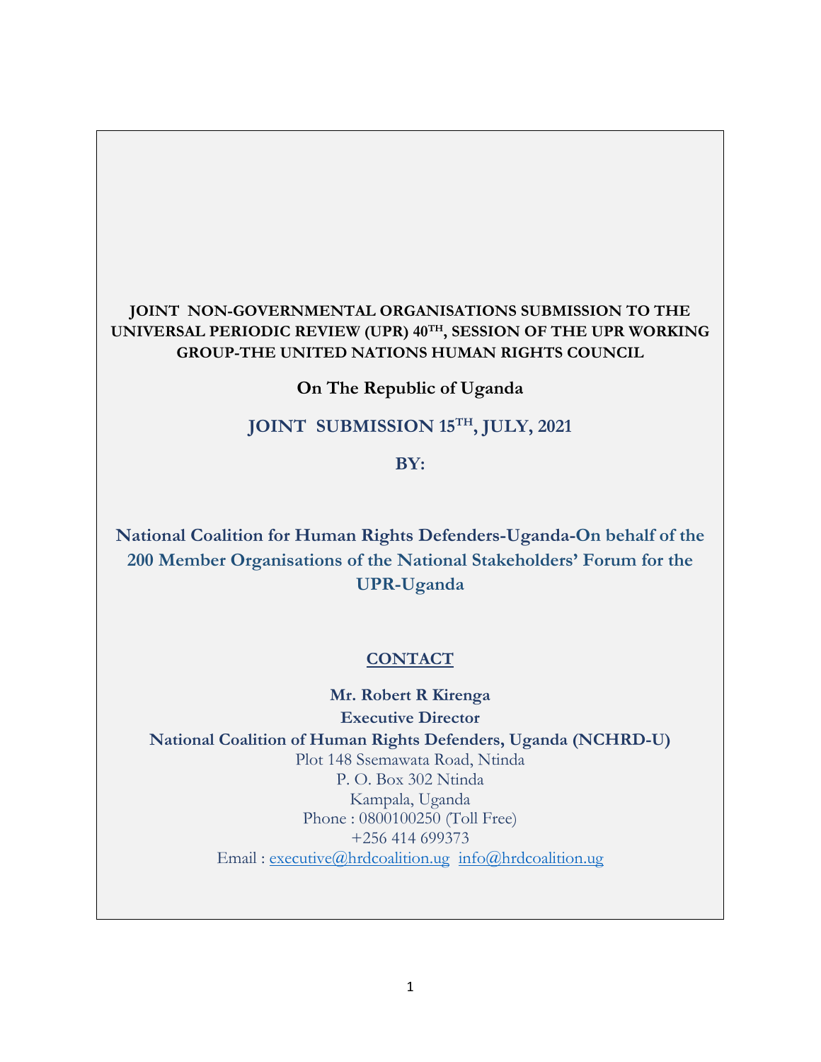**JOINT NON-GOVERNMENTAL ORGANISATIONS SUBMISSION TO THE UNIVERSAL PERIODIC REVIEW (UPR) 40TH, SESSION OF THE UPR WORKING GROUP-THE UNITED NATIONS HUMAN RIGHTS COUNCIL**

**On The Republic of Uganda**

**JOINT SUBMISSION 15TH, JULY, 2021**

**BY:**

**National Coalition for Human Rights Defenders-Uganda-On behalf of the 200 Member Organisations of the National Stakeholders' Forum for the UPR-Uganda**

**CONTACT**

**Mr. Robert R Kirenga**
**Executive Director**
**National Coalition of Human Rights Defenders, Uganda (NCHRD-U)**
Plot 148 Ssemawata Road, Ntinda
P. O. Box 302 Ntinda
Kampala, Uganda
Phone : 0800100250 (Toll Free)
+256 414 699373
Email : executive@hrdcoalition.ug info@hrdcoalition.ug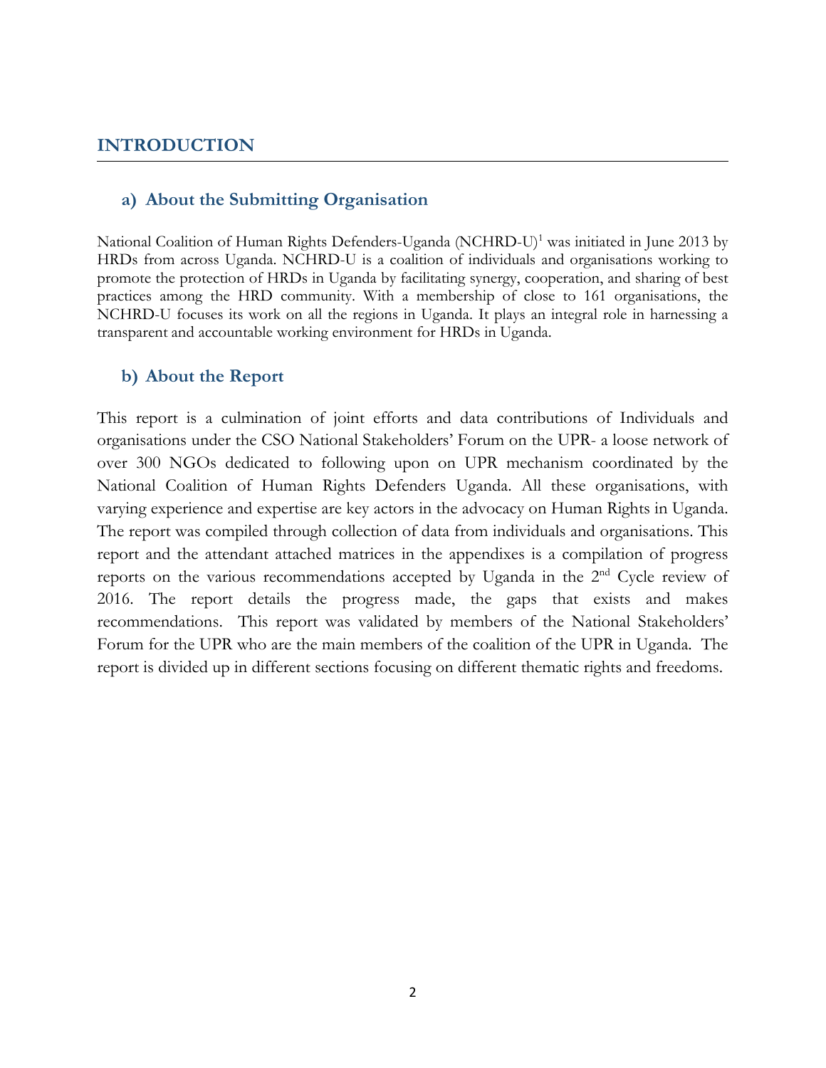# INTRODUCTION

## a) About the Submitting Organisation

National Coalition of Human Rights Defenders-Uganda (NCHRD-U)[1] was initiated in June 2013 by HRDs from across Uganda. NCHRD-U is a coalition of individuals and organisations working to promote the protection of HRDs in Uganda by facilitating synergy, cooperation, and sharing of best practices among the HRD community. With a membership of close to 161 organisations, the NCHRD-U focuses its work on all the regions in Uganda. It plays an integral role in harnessing a transparent and accountable working environment for HRDs in Uganda.

## b) About the Report

This report is a culmination of joint efforts and data contributions of Individuals and organisations under the CSO National Stakeholders' Forum on the UPR- a loose network of over 300 NGOs dedicated to following upon on UPR mechanism coordinated by the National Coalition of Human Rights Defenders Uganda. All these organisations, with varying experience and expertise are key actors in the advocacy on Human Rights in Uganda. The report was compiled through collection of data from individuals and organisations. This report and the attendant attached matrices in the appendixes is a compilation of progress reports on the various recommendations accepted by Uganda in the 2nd Cycle review of 2016. The report details the progress made, the gaps that exists and makes recommendations. This report was validated by members of the National Stakeholders' Forum for the UPR who are the main members of the coalition of the UPR in Uganda. The report is divided up in different sections focusing on different thematic rights and freedoms.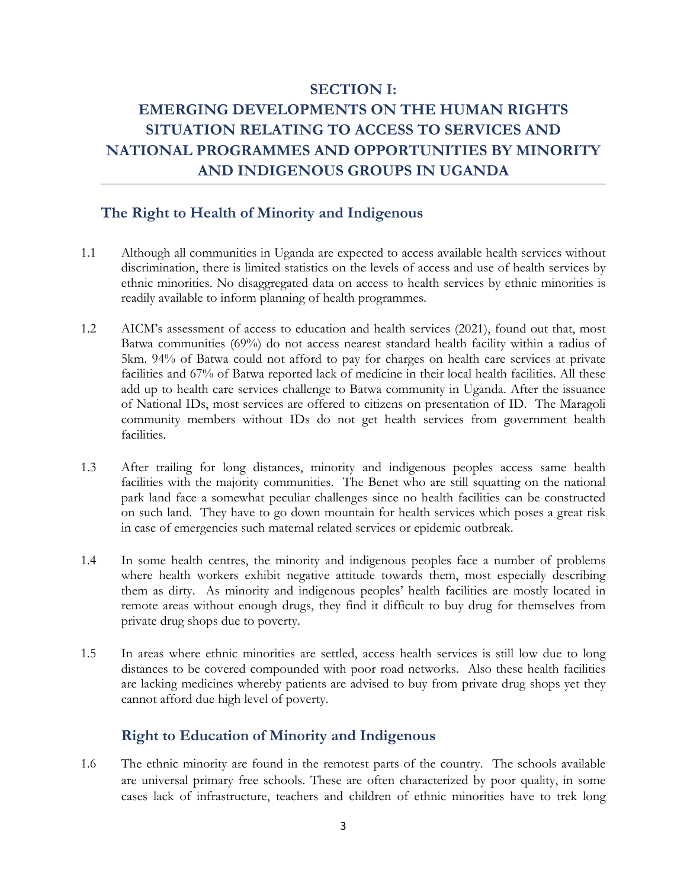# SECTION I: EMERGING DEVELOPMENTS ON THE HUMAN RIGHTS SITUATION RELATING TO ACCESS TO SERVICES AND NATIONAL PROGRAMMES AND OPPORTUNITIES BY MINORITY AND INDIGENOUS GROUPS IN UGANDA

## The Right to Health of Minority and Indigenous

1.1 Although all communities in Uganda are expected to access available health services without discrimination, there is limited statistics on the levels of access and use of health services by ethnic minorities. No disaggregated data on access to health services by ethnic minorities is readily available to inform planning of health programmes.

1.2 AICM's assessment of access to education and health services (2021), found out that, most Batwa communities (69%) do not access nearest standard health facility within a radius of 5km. 94% of Batwa could not afford to pay for charges on health care services at private facilities and 67% of Batwa reported lack of medicine in their local health facilities. All these add up to health care services challenge to Batwa community in Uganda. After the issuance of National IDs, most services are offered to citizens on presentation of ID. The Maragoli community members without IDs do not get health services from government health facilities.

1.3 After trailing for long distances, minority and indigenous peoples access same health facilities with the majority communities. The Benet who are still squatting on the national park land face a somewhat peculiar challenges since no health facilities can be constructed on such land. They have to go down mountain for health services which poses a great risk in case of emergencies such maternal related services or epidemic outbreak.

1.4 In some health centres, the minority and indigenous peoples face a number of problems where health workers exhibit negative attitude towards them, most especially describing them as dirty. As minority and indigenous peoples' health facilities are mostly located in remote areas without enough drugs, they find it difficult to buy drug for themselves from private drug shops due to poverty.

1.5 In areas where ethnic minorities are settled, access health services is still low due to long distances to be covered compounded with poor road networks. Also these health facilities are lacking medicines whereby patients are advised to buy from private drug shops yet they cannot afford due high level of poverty.

## Right to Education of Minority and Indigenous

1.6 The ethnic minority are found in the remotest parts of the country. The schools available are universal primary free schools. These are often characterized by poor quality, in some cases lack of infrastructure, teachers and children of ethnic minorities have to trek long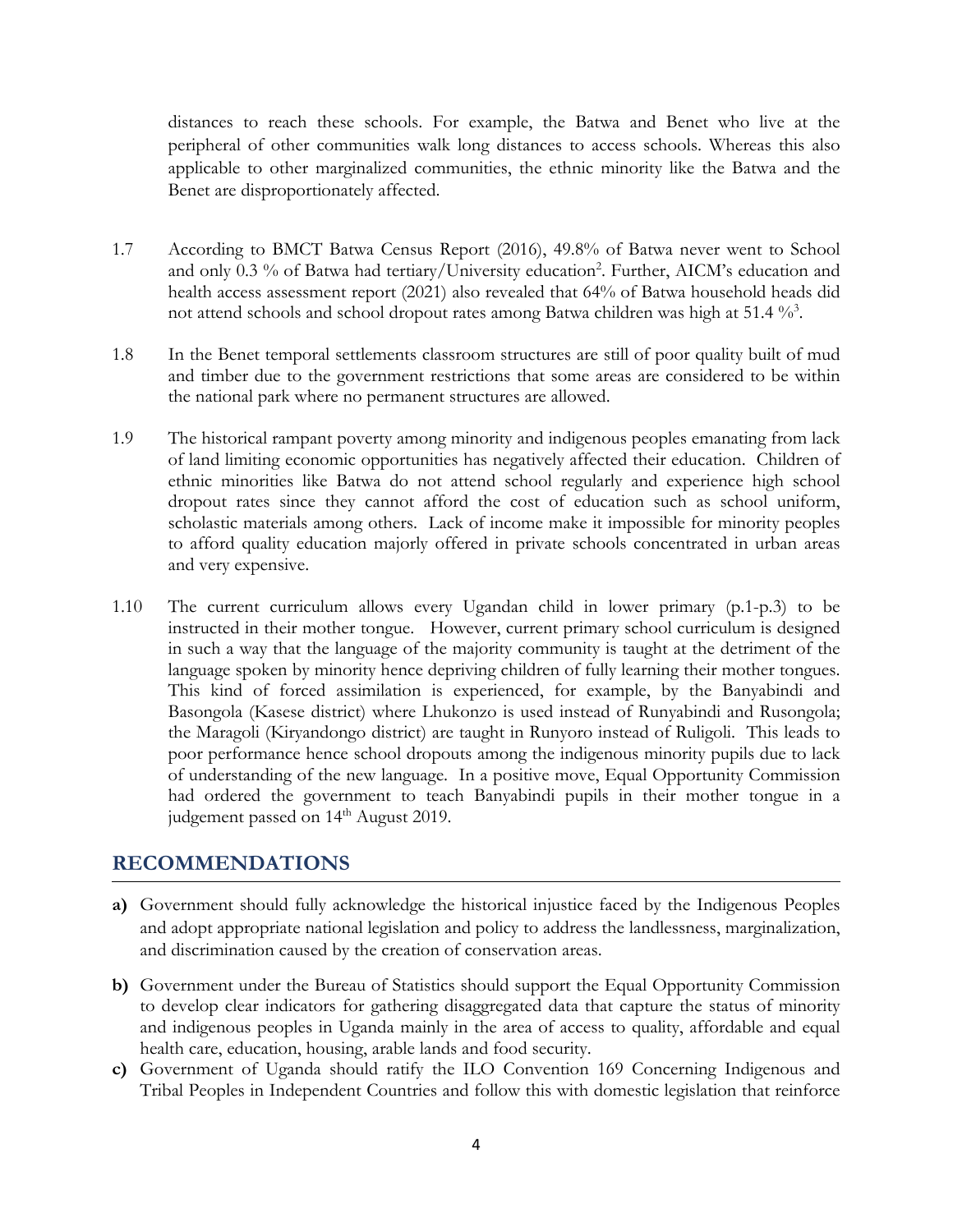distances to reach these schools. For example, the Batwa and Benet who live at the peripheral of other communities walk long distances to access schools. Whereas this also applicable to other marginalized communities, the ethnic minority like the Batwa and the Benet are disproportionately affected.

1.7 According to BMCT Batwa Census Report (2016), 49.8% of Batwa never went to School and only 0.3 % of Batwa had tertiary/University education[2]. Further, AICM's education and health access assessment report (2021) also revealed that 64% of Batwa household heads did not attend schools and school dropout rates among Batwa children was high at 51.4 %[3].

1.8 In the Benet temporal settlements classroom structures are still of poor quality built of mud and timber due to the government restrictions that some areas are considered to be within the national park where no permanent structures are allowed.

1.9 The historical rampant poverty among minority and indigenous peoples emanating from lack of land limiting economic opportunities has negatively affected their education. Children of ethnic minorities like Batwa do not attend school regularly and experience high school dropout rates since they cannot afford the cost of education such as school uniform, scholastic materials among others. Lack of income make it impossible for minority peoples to afford quality education majorly offered in private schools concentrated in urban areas and very expensive.

1.10 The current curriculum allows every Ugandan child in lower primary (p.1-p.3) to be instructed in their mother tongue. However, current primary school curriculum is designed in such a way that the language of the majority community is taught at the detriment of the language spoken by minority hence depriving children of fully learning their mother tongues. This kind of forced assimilation is experienced, for example, by the Banyabindi and Basongola (Kasese district) where Lhukonzo is used instead of Runyabindi and Rusongola; the Maragoli (Kiryandongo district) are taught in Runyoro instead of Ruligoli. This leads to poor performance hence school dropouts among the indigenous minority pupils due to lack of understanding of the new language. In a positive move, Equal Opportunity Commission had ordered the government to teach Banyabindi pupils in their mother tongue in a judgement passed on 14th August 2019.

## RECOMMENDATIONS

**a)** Government should fully acknowledge the historical injustice faced by the Indigenous Peoples and adopt appropriate national legislation and policy to address the landlessness, marginalization, and discrimination caused by the creation of conservation areas.

**b)** Government under the Bureau of Statistics should support the Equal Opportunity Commission to develop clear indicators for gathering disaggregated data that capture the status of minority and indigenous peoples in Uganda mainly in the area of access to quality, affordable and equal health care, education, housing, arable lands and food security.

**c)** Government of Uganda should ratify the ILO Convention 169 Concerning Indigenous and Tribal Peoples in Independent Countries and follow this with domestic legislation that reinforce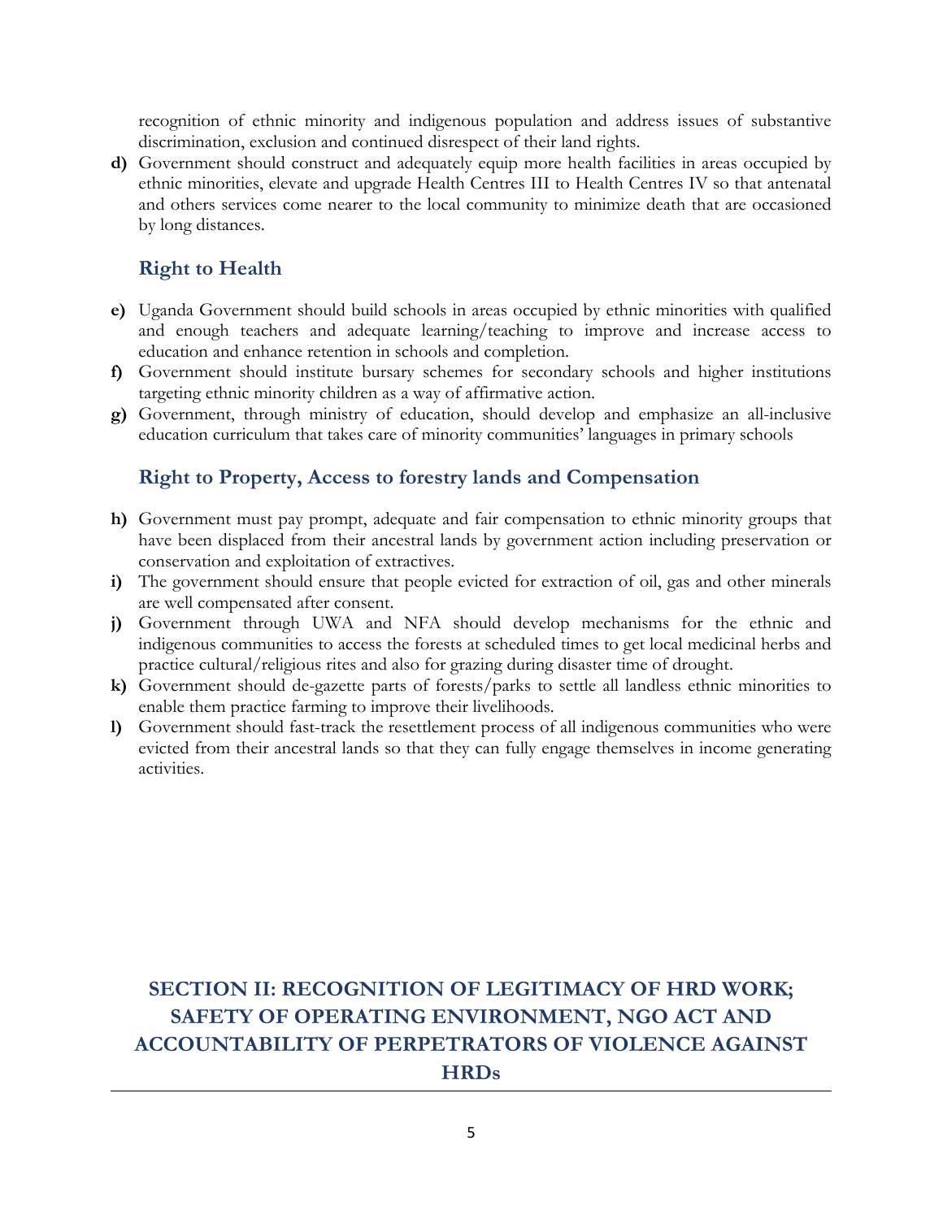recognition of ethnic minority and indigenous population and address issues of substantive discrimination, exclusion and continued disrespect of their land rights.

**d)** Government should construct and adequately equip more health facilities in areas occupied by ethnic minorities, elevate and upgrade Health Centres III to Health Centres IV so that antenatal and others services come nearer to the local community to minimize death that are occasioned by long distances.

### Right to Health

**e)** Uganda Government should build schools in areas occupied by ethnic minorities with qualified and enough teachers and adequate learning/teaching to improve and increase access to education and enhance retention in schools and completion.

**f)** Government should institute bursary schemes for secondary schools and higher institutions targeting ethnic minority children as a way of affirmative action.

**g)** Government, through ministry of education, should develop and emphasize an all-inclusive education curriculum that takes care of minority communities' languages in primary schools

### Right to Property, Access to forestry lands and Compensation

**h)** Government must pay prompt, adequate and fair compensation to ethnic minority groups that have been displaced from their ancestral lands by government action including preservation or conservation and exploitation of extractives.

**i)** The government should ensure that people evicted for extraction of oil, gas and other minerals are well compensated after consent.

**j)** Government through UWA and NFA should develop mechanisms for the ethnic and indigenous communities to access the forests at scheduled times to get local medicinal herbs and practice cultural/religious rites and also for grazing during disaster time of drought.

**k)** Government should de-gazette parts of forests/parks to settle all landless ethnic minorities to enable them practice farming to improve their livelihoods.

**l)** Government should fast-track the resettlement process of all indigenous communities who were evicted from their ancestral lands so that they can fully engage themselves in income generating activities.

## SECTION II: RECOGNITION OF LEGITIMACY OF HRD WORK; SAFETY OF OPERATING ENVIRONMENT, NGO ACT AND ACCOUNTABILITY OF PERPETRATORS OF VIOLENCE AGAINST HRDs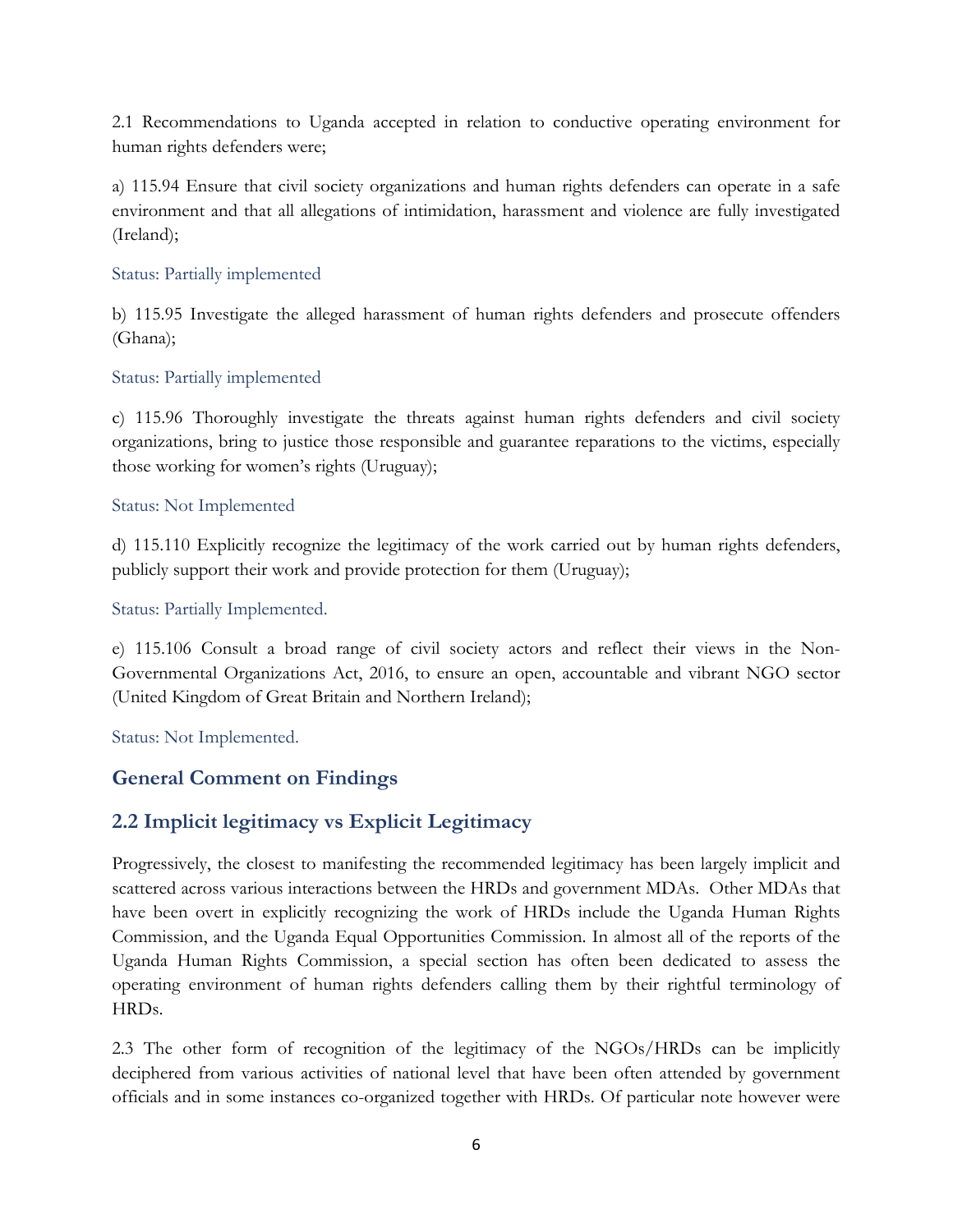2.1 Recommendations to Uganda accepted in relation to conductive operating environment for human rights defenders were;

a) 115.94 Ensure that civil society organizations and human rights defenders can operate in a safe environment and that all allegations of intimidation, harassment and violence are fully investigated (Ireland);

Status: Partially implemented

b) 115.95 Investigate the alleged harassment of human rights defenders and prosecute offenders (Ghana);

Status: Partially implemented

c) 115.96 Thoroughly investigate the threats against human rights defenders and civil society organizations, bring to justice those responsible and guarantee reparations to the victims, especially those working for women's rights (Uruguay);

Status: Not Implemented

d) 115.110 Explicitly recognize the legitimacy of the work carried out by human rights defenders, publicly support their work and provide protection for them (Uruguay);

Status: Partially Implemented.

e) 115.106 Consult a broad range of civil society actors and reflect their views in the Non-Governmental Organizations Act, 2016, to ensure an open, accountable and vibrant NGO sector (United Kingdom of Great Britain and Northern Ireland);

Status: Not Implemented.

## General Comment on Findings

## 2.2 Implicit legitimacy vs Explicit Legitimacy

Progressively, the closest to manifesting the recommended legitimacy has been largely implicit and scattered across various interactions between the HRDs and government MDAs. Other MDAs that have been overt in explicitly recognizing the work of HRDs include the Uganda Human Rights Commission, and the Uganda Equal Opportunities Commission. In almost all of the reports of the Uganda Human Rights Commission, a special section has often been dedicated to assess the operating environment of human rights defenders calling them by their rightful terminology of HRDs.

2.3 The other form of recognition of the legitimacy of the NGOs/HRDs can be implicitly deciphered from various activities of national level that have been often attended by government officials and in some instances co-organized together with HRDs. Of particular note however were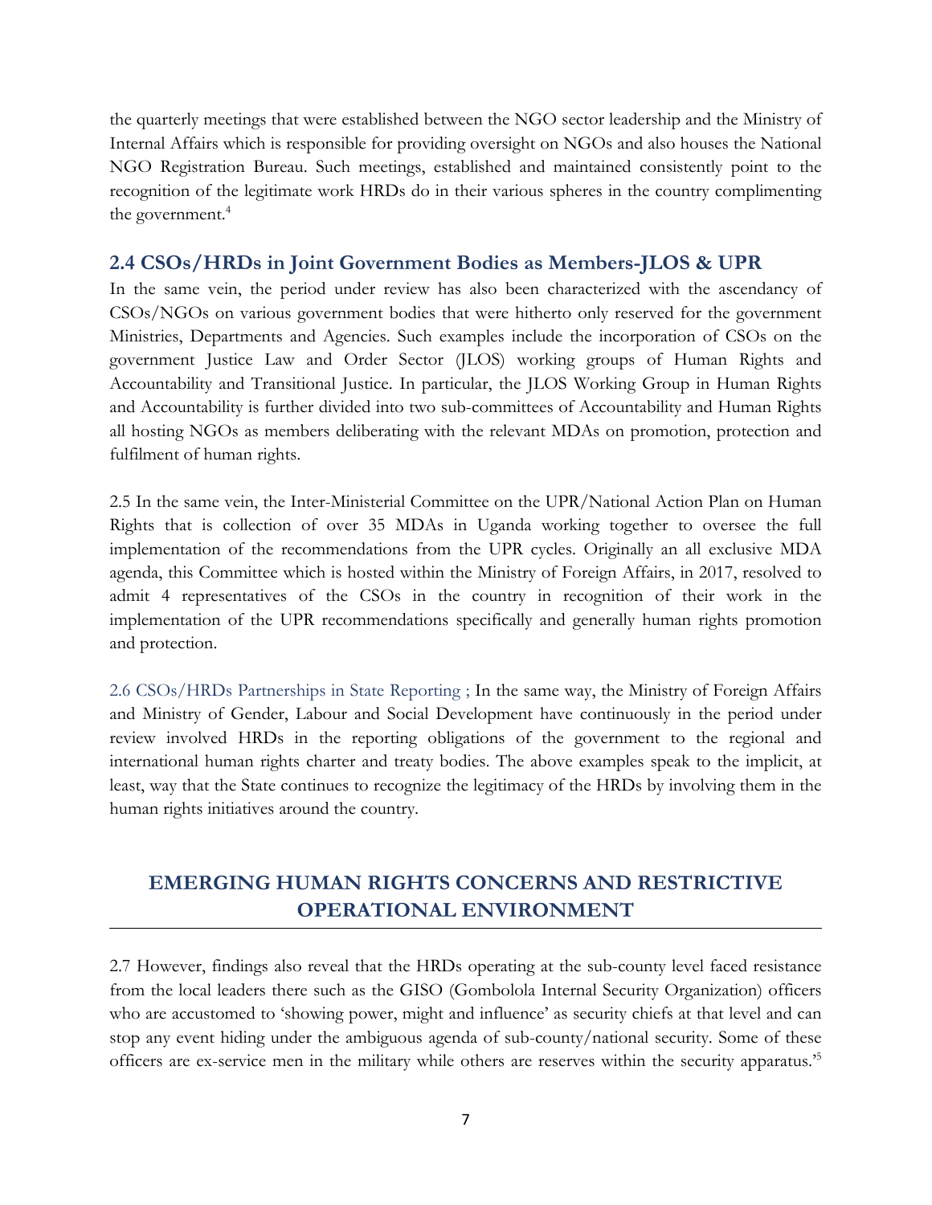the quarterly meetings that were established between the NGO sector leadership and the Ministry of Internal Affairs which is responsible for providing oversight on NGOs and also houses the National NGO Registration Bureau. Such meetings, established and maintained consistently point to the recognition of the legitimate work HRDs do in their various spheres in the country complimenting the government.[4]

## 2.4 CSOs/HRDs in Joint Government Bodies as Members-JLOS & UPR

In the same vein, the period under review has also been characterized with the ascendancy of CSOs/NGOs on various government bodies that were hitherto only reserved for the government Ministries, Departments and Agencies. Such examples include the incorporation of CSOs on the government Justice Law and Order Sector (JLOS) working groups of Human Rights and Accountability and Transitional Justice. In particular, the JLOS Working Group in Human Rights and Accountability is further divided into two sub-committees of Accountability and Human Rights all hosting NGOs as members deliberating with the relevant MDAs on promotion, protection and fulfilment of human rights.

2.5 In the same vein, the Inter-Ministerial Committee on the UPR/National Action Plan on Human Rights that is collection of over 35 MDAs in Uganda working together to oversee the full implementation of the recommendations from the UPR cycles. Originally an all exclusive MDA agenda, this Committee which is hosted within the Ministry of Foreign Affairs, in 2017, resolved to admit 4 representatives of the CSOs in the country in recognition of their work in the implementation of the UPR recommendations specifically and generally human rights promotion and protection.

2.6 CSOs/HRDs Partnerships in State Reporting ; In the same way, the Ministry of Foreign Affairs and Ministry of Gender, Labour and Social Development have continuously in the period under review involved HRDs in the reporting obligations of the government to the regional and international human rights charter and treaty bodies. The above examples speak to the implicit, at least, way that the State continues to recognize the legitimacy of the HRDs by involving them in the human rights initiatives around the country.

## EMERGING HUMAN RIGHTS CONCERNS AND RESTRICTIVE OPERATIONAL ENVIRONMENT

2.7 However, findings also reveal that the HRDs operating at the sub-county level faced resistance from the local leaders there such as the GISO (Gombolola Internal Security Organization) officers who are accustomed to 'showing power, might and influence' as security chiefs at that level and can stop any event hiding under the ambiguous agenda of sub-county/national security. Some of these officers are ex-service men in the military while others are reserves within the security apparatus.'[5]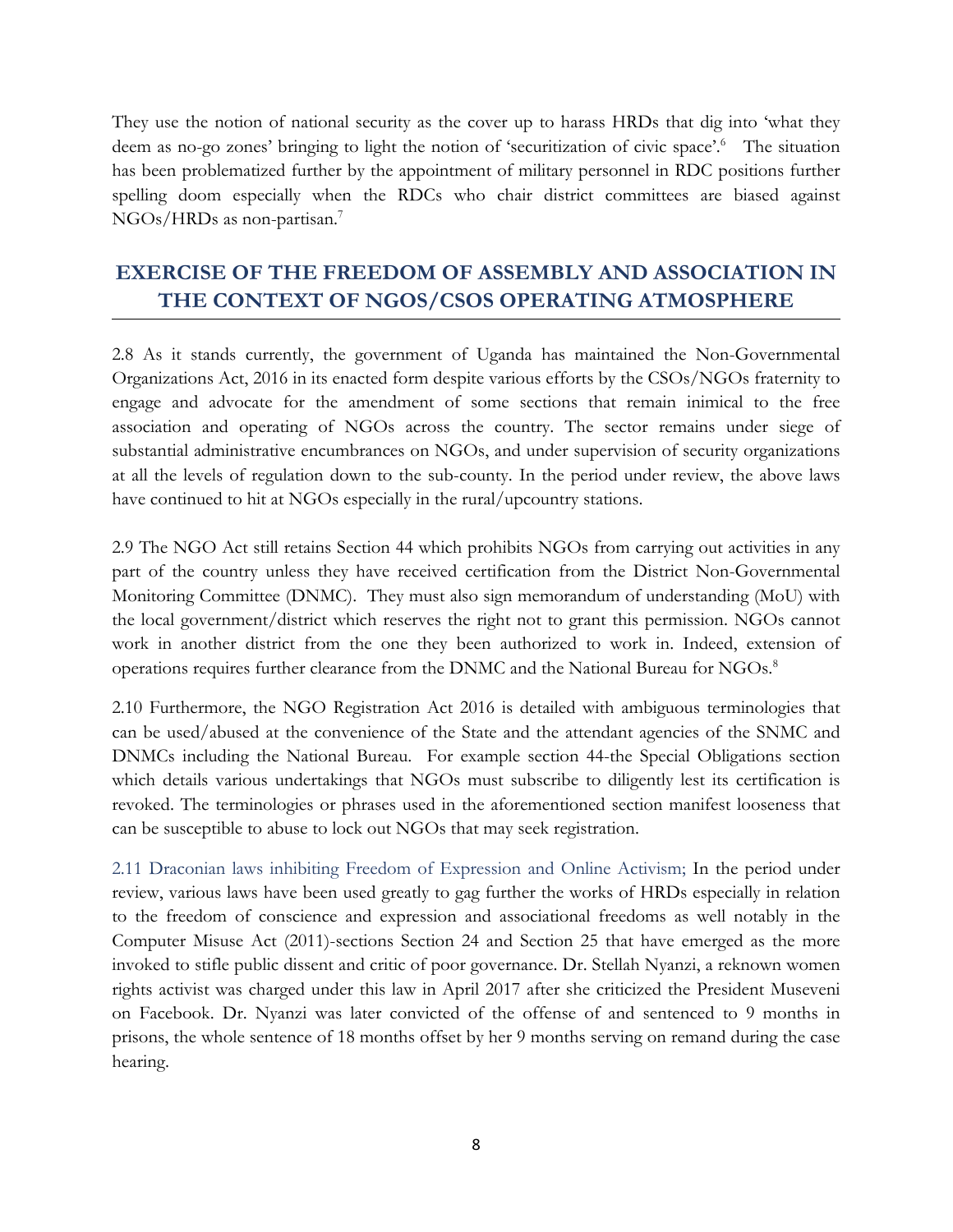They use the notion of national security as the cover up to harass HRDs that dig into 'what they deem as no-go zones' bringing to light the notion of 'securitization of civic space'.[6] The situation has been problematized further by the appointment of military personnel in RDC positions further spelling doom especially when the RDCs who chair district committees are biased against NGOs/HRDs as non-partisan.[7]

## EXERCISE OF THE FREEDOM OF ASSEMBLY AND ASSOCIATION IN THE CONTEXT OF NGOS/CSOS OPERATING ATMOSPHERE

2.8 As it stands currently, the government of Uganda has maintained the Non-Governmental Organizations Act, 2016 in its enacted form despite various efforts by the CSOs/NGOs fraternity to engage and advocate for the amendment of some sections that remain inimical to the free association and operating of NGOs across the country. The sector remains under siege of substantial administrative encumbrances on NGOs, and under supervision of security organizations at all the levels of regulation down to the sub-county. In the period under review, the above laws have continued to hit at NGOs especially in the rural/upcountry stations.

2.9 The NGO Act still retains Section 44 which prohibits NGOs from carrying out activities in any part of the country unless they have received certification from the District Non-Governmental Monitoring Committee (DNMC). They must also sign memorandum of understanding (MoU) with the local government/district which reserves the right not to grant this permission. NGOs cannot work in another district from the one they been authorized to work in. Indeed, extension of operations requires further clearance from the DNMC and the National Bureau for NGOs.[8]

2.10 Furthermore, the NGO Registration Act 2016 is detailed with ambiguous terminologies that can be used/abused at the convenience of the State and the attendant agencies of the SNMC and DNMCs including the National Bureau. For example section 44-the Special Obligations section which details various undertakings that NGOs must subscribe to diligently lest its certification is revoked. The terminologies or phrases used in the aforementioned section manifest looseness that can be susceptible to abuse to lock out NGOs that may seek registration.

2.11 Draconian laws inhibiting Freedom of Expression and Online Activism; In the period under review, various laws have been used greatly to gag further the works of HRDs especially in relation to the freedom of conscience and expression and associational freedoms as well notably in the Computer Misuse Act (2011)-sections Section 24 and Section 25 that have emerged as the more invoked to stifle public dissent and critic of poor governance. Dr. Stellah Nyanzi, a reknown women rights activist was charged under this law in April 2017 after she criticized the President Museveni on Facebook. Dr. Nyanzi was later convicted of the offense of and sentenced to 9 months in prisons, the whole sentence of 18 months offset by her 9 months serving on remand during the case hearing.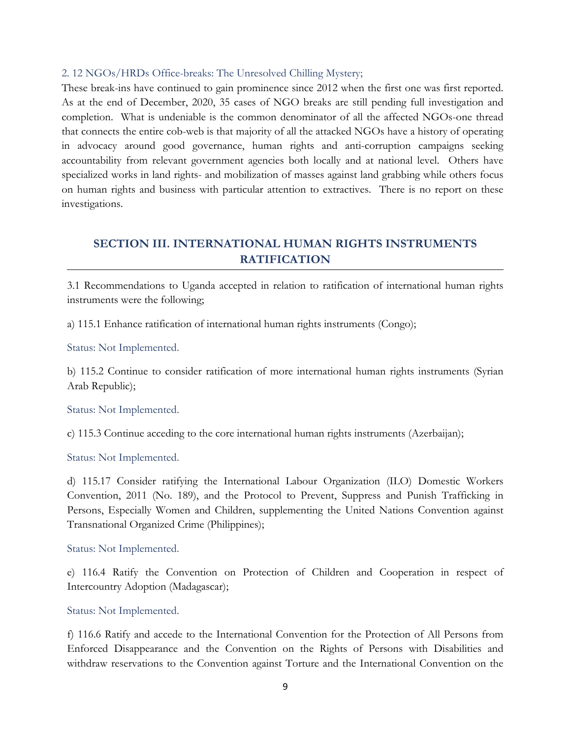### 2. 12 NGOs/HRDs Office-breaks: The Unresolved Chilling Mystery;

These break-ins have continued to gain prominence since 2012 when the first one was first reported. As at the end of December, 2020, 35 cases of NGO breaks are still pending full investigation and completion. What is undeniable is the common denominator of all the affected NGOs-one thread that connects the entire cob-web is that majority of all the attacked NGOs have a history of operating in advocacy around good governance, human rights and anti-corruption campaigns seeking accountability from relevant government agencies both locally and at national level. Others have specialized works in land rights- and mobilization of masses against land grabbing while others focus on human rights and business with particular attention to extractives. There is no report on these investigations.

## SECTION III. INTERNATIONAL HUMAN RIGHTS INSTRUMENTS RATIFICATION

3.1 Recommendations to Uganda accepted in relation to ratification of international human rights instruments were the following;

a) 115.1 Enhance ratification of international human rights instruments (Congo);

Status: Not Implemented.

b) 115.2 Continue to consider ratification of more international human rights instruments (Syrian Arab Republic);

Status: Not Implemented.

c) 115.3 Continue acceding to the core international human rights instruments (Azerbaijan);

Status: Not Implemented.

d) 115.17 Consider ratifying the International Labour Organization (ILO) Domestic Workers Convention, 2011 (No. 189), and the Protocol to Prevent, Suppress and Punish Trafficking in Persons, Especially Women and Children, supplementing the United Nations Convention against Transnational Organized Crime (Philippines);

Status: Not Implemented.

e) 116.4 Ratify the Convention on Protection of Children and Cooperation in respect of Intercountry Adoption (Madagascar);

Status: Not Implemented.

f) 116.6 Ratify and accede to the International Convention for the Protection of All Persons from Enforced Disappearance and the Convention on the Rights of Persons with Disabilities and withdraw reservations to the Convention against Torture and the International Convention on the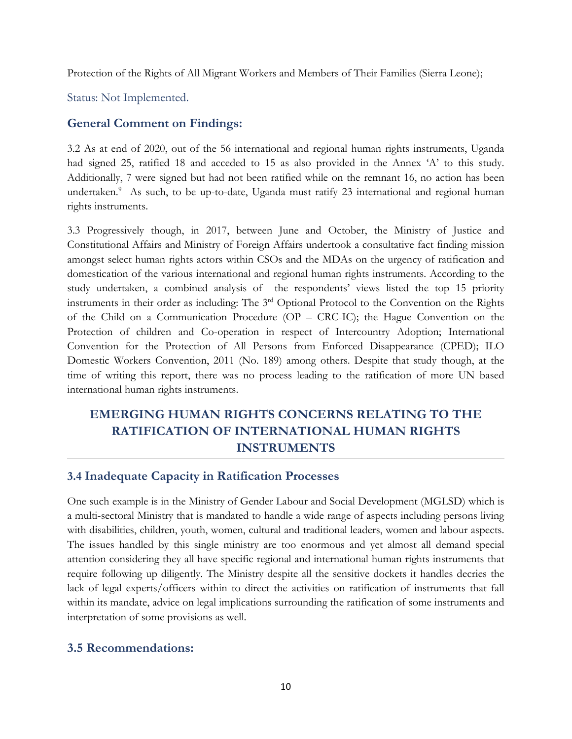Protection of the Rights of All Migrant Workers and Members of Their Families (Sierra Leone);

Status: Not Implemented.

### General Comment on Findings:

3.2 As at end of 2020, out of the 56 international and regional human rights instruments, Uganda had signed 25, ratified 18 and acceded to 15 as also provided in the Annex 'A' to this study. Additionally, 7 were signed but had not been ratified while on the remnant 16, no action has been undertaken.[9] As such, to be up-to-date, Uganda must ratify 23 international and regional human rights instruments.

3.3 Progressively though, in 2017, between June and October, the Ministry of Justice and Constitutional Affairs and Ministry of Foreign Affairs undertook a consultative fact finding mission amongst select human rights actors within CSOs and the MDAs on the urgency of ratification and domestication of the various international and regional human rights instruments. According to the study undertaken, a combined analysis of the respondents' views listed the top 15 priority instruments in their order as including: The 3rd Optional Protocol to the Convention on the Rights of the Child on a Communication Procedure (OP – CRC-IC); the Hague Convention on the Protection of children and Co-operation in respect of Intercountry Adoption; International Convention for the Protection of All Persons from Enforced Disappearance (CPED); ILO Domestic Workers Convention, 2011 (No. 189) among others. Despite that study though, at the time of writing this report, there was no process leading to the ratification of more UN based international human rights instruments.

## EMERGING HUMAN RIGHTS CONCERNS RELATING TO THE RATIFICATION OF INTERNATIONAL HUMAN RIGHTS INSTRUMENTS

### 3.4 Inadequate Capacity in Ratification Processes

One such example is in the Ministry of Gender Labour and Social Development (MGLSD) which is a multi-sectoral Ministry that is mandated to handle a wide range of aspects including persons living with disabilities, children, youth, women, cultural and traditional leaders, women and labour aspects. The issues handled by this single ministry are too enormous and yet almost all demand special attention considering they all have specific regional and international human rights instruments that require following up diligently. The Ministry despite all the sensitive dockets it handles decries the lack of legal experts/officers within to direct the activities on ratification of instruments that fall within its mandate, advice on legal implications surrounding the ratification of some instruments and interpretation of some provisions as well.

### 3.5 Recommendations: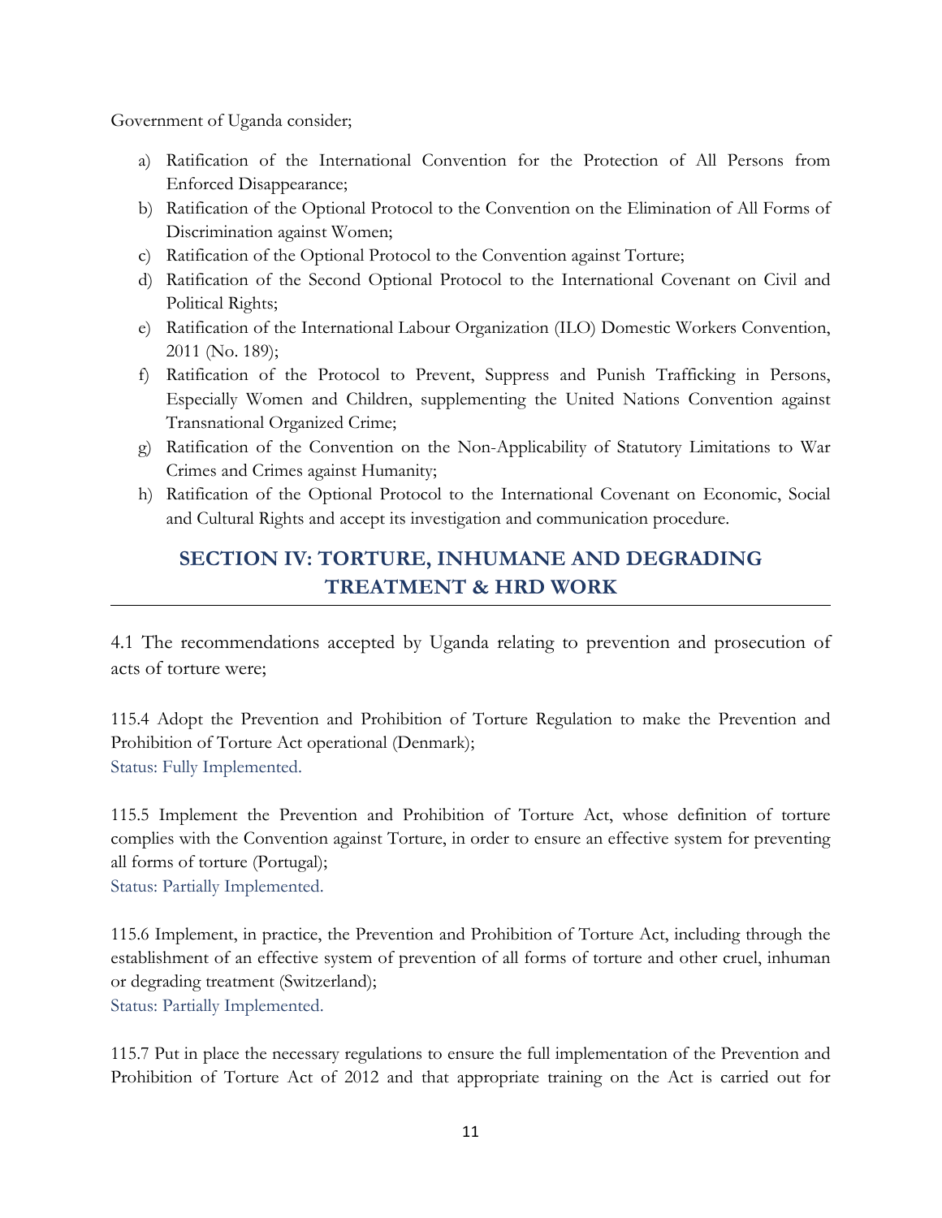Government of Uganda consider;

a) Ratification of the International Convention for the Protection of All Persons from Enforced Disappearance;
b) Ratification of the Optional Protocol to the Convention on the Elimination of All Forms of Discrimination against Women;
c) Ratification of the Optional Protocol to the Convention against Torture;
d) Ratification of the Second Optional Protocol to the International Covenant on Civil and Political Rights;
e) Ratification of the International Labour Organization (ILO) Domestic Workers Convention, 2011 (No. 189);
f) Ratification of the Protocol to Prevent, Suppress and Punish Trafficking in Persons, Especially Women and Children, supplementing the United Nations Convention against Transnational Organized Crime;
g) Ratification of the Convention on the Non-Applicability of Statutory Limitations to War Crimes and Crimes against Humanity;
h) Ratification of the Optional Protocol to the International Covenant on Economic, Social and Cultural Rights and accept its investigation and communication procedure.

## SECTION IV: TORTURE, INHUMANE AND DEGRADING TREATMENT & HRD WORK

4.1 The recommendations accepted by Uganda relating to prevention and prosecution of acts of torture were;

115.4 Adopt the Prevention and Prohibition of Torture Regulation to make the Prevention and Prohibition of Torture Act operational (Denmark);
Status: Fully Implemented.

115.5 Implement the Prevention and Prohibition of Torture Act, whose definition of torture complies with the Convention against Torture, in order to ensure an effective system for preventing all forms of torture (Portugal);
Status: Partially Implemented.

115.6 Implement, in practice, the Prevention and Prohibition of Torture Act, including through the establishment of an effective system of prevention of all forms of torture and other cruel, inhuman or degrading treatment (Switzerland);
Status: Partially Implemented.

115.7 Put in place the necessary regulations to ensure the full implementation of the Prevention and Prohibition of Torture Act of 2012 and that appropriate training on the Act is carried out for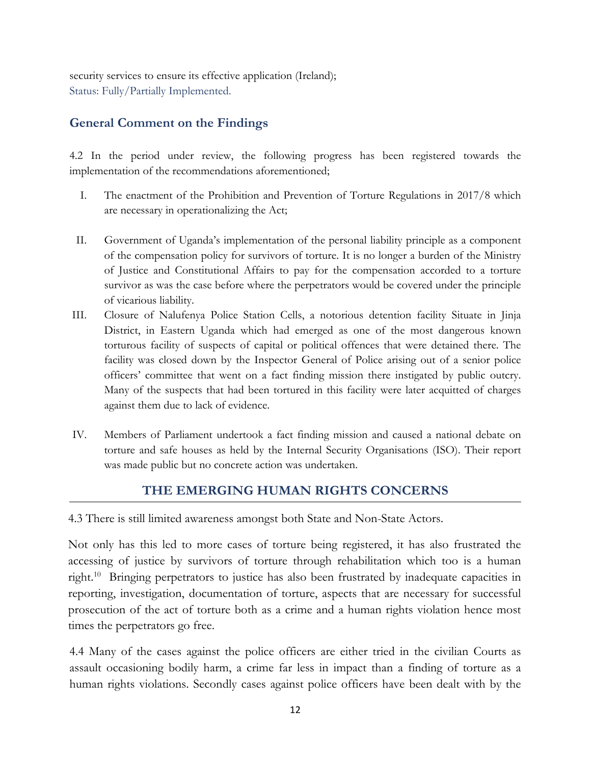security services to ensure its effective application (Ireland);
Status: Fully/Partially Implemented.

## General Comment on the Findings

4.2 In the period under review, the following progress has been registered towards the implementation of the recommendations aforementioned;

I. The enactment of the Prohibition and Prevention of Torture Regulations in 2017/8 which are necessary in operationalizing the Act;

II. Government of Uganda's implementation of the personal liability principle as a component of the compensation policy for survivors of torture. It is no longer a burden of the Ministry of Justice and Constitutional Affairs to pay for the compensation accorded to a torture survivor as was the case before where the perpetrators would be covered under the principle of vicarious liability.

III. Closure of Nalufenya Police Station Cells, a notorious detention facility Situate in Jinja District, in Eastern Uganda which had emerged as one of the most dangerous known torturous facility of suspects of capital or political offences that were detained there. The facility was closed down by the Inspector General of Police arising out of a senior police officers' committee that went on a fact finding mission there instigated by public outcry. Many of the suspects that had been tortured in this facility were later acquitted of charges against them due to lack of evidence.

IV. Members of Parliament undertook a fact finding mission and caused a national debate on torture and safe houses as held by the Internal Security Organisations (ISO). Their report was made public but no concrete action was undertaken.

## THE EMERGING HUMAN RIGHTS CONCERNS

4.3 There is still limited awareness amongst both State and Non-State Actors.

Not only has this led to more cases of torture being registered, it has also frustrated the accessing of justice by survivors of torture through rehabilitation which too is a human right.[10] Bringing perpetrators to justice has also been frustrated by inadequate capacities in reporting, investigation, documentation of torture, aspects that are necessary for successful prosecution of the act of torture both as a crime and a human rights violation hence most times the perpetrators go free.

4.4 Many of the cases against the police officers are either tried in the civilian Courts as assault occasioning bodily harm, a crime far less in impact than a finding of torture as a human rights violations. Secondly cases against police officers have been dealt with by the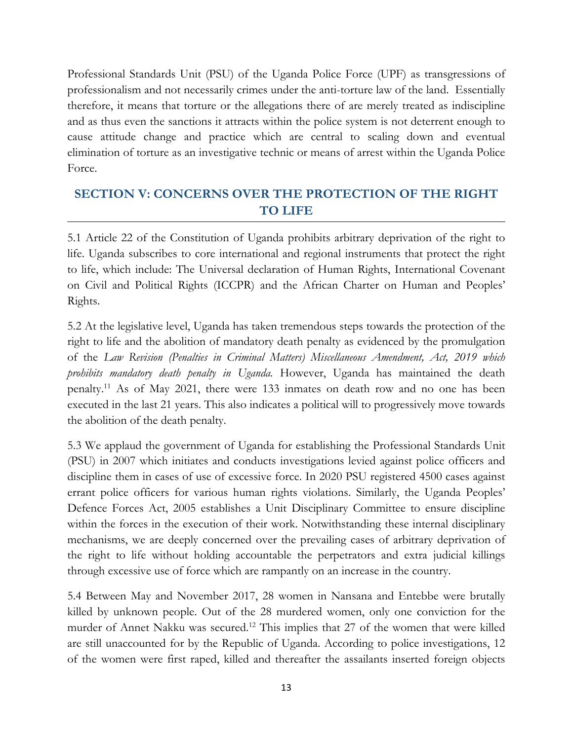Professional Standards Unit (PSU) of the Uganda Police Force (UPF) as transgressions of professionalism and not necessarily crimes under the anti-torture law of the land. Essentially therefore, it means that torture or the allegations there of are merely treated as indiscipline and as thus even the sanctions it attracts within the police system is not deterrent enough to cause attitude change and practice which are central to scaling down and eventual elimination of torture as an investigative technic or means of arrest within the Uganda Police Force.

## SECTION V: CONCERNS OVER THE PROTECTION OF THE RIGHT TO LIFE

5.1 Article 22 of the Constitution of Uganda prohibits arbitrary deprivation of the right to life. Uganda subscribes to core international and regional instruments that protect the right to life, which include: The Universal declaration of Human Rights, International Covenant on Civil and Political Rights (ICCPR) and the African Charter on Human and Peoples' Rights.

5.2 At the legislative level, Uganda has taken tremendous steps towards the protection of the right to life and the abolition of mandatory death penalty as evidenced by the promulgation of the *Law Revision (Penalties in Criminal Matters) Miscellaneous Amendment, Act, 2019 which prohibits mandatory death penalty in Uganda.* However, Uganda has maintained the death penalty.[11] As of May 2021, there were 133 inmates on death row and no one has been executed in the last 21 years. This also indicates a political will to progressively move towards the abolition of the death penalty.

5.3 We applaud the government of Uganda for establishing the Professional Standards Unit (PSU) in 2007 which initiates and conducts investigations levied against police officers and discipline them in cases of use of excessive force. In 2020 PSU registered 4500 cases against errant police officers for various human rights violations. Similarly, the Uganda Peoples' Defence Forces Act, 2005 establishes a Unit Disciplinary Committee to ensure discipline within the forces in the execution of their work. Notwithstanding these internal disciplinary mechanisms, we are deeply concerned over the prevailing cases of arbitrary deprivation of the right to life without holding accountable the perpetrators and extra judicial killings through excessive use of force which are rampantly on an increase in the country.

5.4 Between May and November 2017, 28 women in Nansana and Entebbe were brutally killed by unknown people. Out of the 28 murdered women, only one conviction for the murder of Annet Nakku was secured.[12] This implies that 27 of the women that were killed are still unaccounted for by the Republic of Uganda. According to police investigations, 12 of the women were first raped, killed and thereafter the assailants inserted foreign objects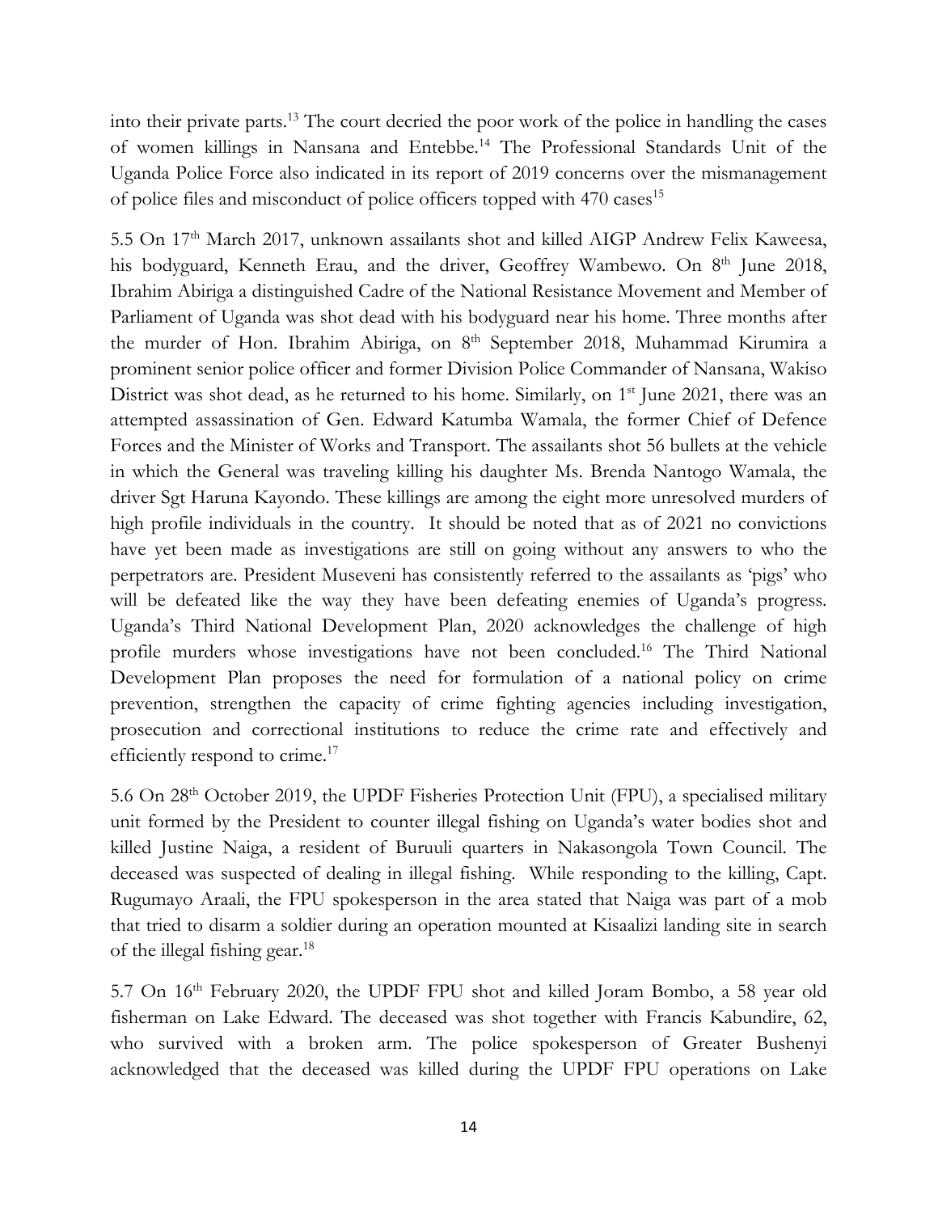into their private parts.[13] The court decried the poor work of the police in handling the cases of women killings in Nansana and Entebbe.[14] The Professional Standards Unit of the Uganda Police Force also indicated in its report of 2019 concerns over the mismanagement of police files and misconduct of police officers topped with 470 cases[15]

5.5 On 17th March 2017, unknown assailants shot and killed AIGP Andrew Felix Kaweesa, his bodyguard, Kenneth Erau, and the driver, Geoffrey Wambewo. On 8th June 2018, Ibrahim Abiriga a distinguished Cadre of the National Resistance Movement and Member of Parliament of Uganda was shot dead with his bodyguard near his home. Three months after the murder of Hon. Ibrahim Abiriga, on 8th September 2018, Muhammad Kirumira a prominent senior police officer and former Division Police Commander of Nansana, Wakiso District was shot dead, as he returned to his home. Similarly, on 1st June 2021, there was an attempted assassination of Gen. Edward Katumba Wamala, the former Chief of Defence Forces and the Minister of Works and Transport. The assailants shot 56 bullets at the vehicle in which the General was traveling killing his daughter Ms. Brenda Nantogo Wamala, the driver Sgt Haruna Kayondo. These killings are among the eight more unresolved murders of high profile individuals in the country. It should be noted that as of 2021 no convictions have yet been made as investigations are still on going without any answers to who the perpetrators are. President Museveni has consistently referred to the assailants as 'pigs' who will be defeated like the way they have been defeating enemies of Uganda's progress. Uganda's Third National Development Plan, 2020 acknowledges the challenge of high profile murders whose investigations have not been concluded.[16] The Third National Development Plan proposes the need for formulation of a national policy on crime prevention, strengthen the capacity of crime fighting agencies including investigation, prosecution and correctional institutions to reduce the crime rate and effectively and efficiently respond to crime.[17]

5.6 On 28th October 2019, the UPDF Fisheries Protection Unit (FPU), a specialised military unit formed by the President to counter illegal fishing on Uganda's water bodies shot and killed Justine Naiga, a resident of Buruuli quarters in Nakasongola Town Council. The deceased was suspected of dealing in illegal fishing. While responding to the killing, Capt. Rugumayo Araali, the FPU spokesperson in the area stated that Naiga was part of a mob that tried to disarm a soldier during an operation mounted at Kisaalizi landing site in search of the illegal fishing gear.[18]

5.7 On 16th February 2020, the UPDF FPU shot and killed Joram Bombo, a 58 year old fisherman on Lake Edward. The deceased was shot together with Francis Kabundire, 62, who survived with a broken arm. The police spokesperson of Greater Bushenyi acknowledged that the deceased was killed during the UPDF FPU operations on Lake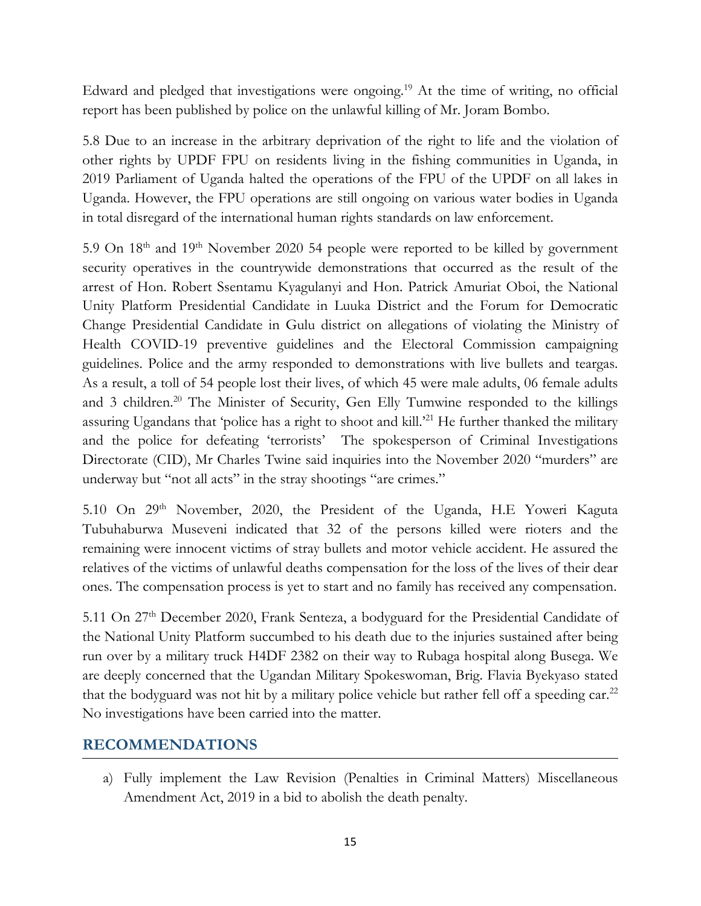Edward and pledged that investigations were ongoing.[19] At the time of writing, no official report has been published by police on the unlawful killing of Mr. Joram Bombo.

5.8 Due to an increase in the arbitrary deprivation of the right to life and the violation of other rights by UPDF FPU on residents living in the fishing communities in Uganda, in 2019 Parliament of Uganda halted the operations of the FPU of the UPDF on all lakes in Uganda. However, the FPU operations are still ongoing on various water bodies in Uganda in total disregard of the international human rights standards on law enforcement.

5.9 On 18th and 19th November 2020 54 people were reported to be killed by government security operatives in the countrywide demonstrations that occurred as the result of the arrest of Hon. Robert Ssentamu Kyagulanyi and Hon. Patrick Amuriat Oboi, the National Unity Platform Presidential Candidate in Luuka District and the Forum for Democratic Change Presidential Candidate in Gulu district on allegations of violating the Ministry of Health COVID-19 preventive guidelines and the Electoral Commission campaigning guidelines. Police and the army responded to demonstrations with live bullets and teargas. As a result, a toll of 54 people lost their lives, of which 45 were male adults, 06 female adults and 3 children.[20] The Minister of Security, Gen Elly Tumwine responded to the killings assuring Ugandans that 'police has a right to shoot and kill.'[21] He further thanked the military and the police for defeating 'terrorists' The spokesperson of Criminal Investigations Directorate (CID), Mr Charles Twine said inquiries into the November 2020 "murders" are underway but "not all acts" in the stray shootings "are crimes."

5.10 On 29th November, 2020, the President of the Uganda, H.E Yoweri Kaguta Tubuhaburwa Museveni indicated that 32 of the persons killed were rioters and the remaining were innocent victims of stray bullets and motor vehicle accident. He assured the relatives of the victims of unlawful deaths compensation for the loss of the lives of their dear ones. The compensation process is yet to start and no family has received any compensation.

5.11 On 27th December 2020, Frank Senteza, a bodyguard for the Presidential Candidate of the National Unity Platform succumbed to his death due to the injuries sustained after being run over by a military truck H4DF 2382 on their way to Rubaga hospital along Busega. We are deeply concerned that the Ugandan Military Spokeswoman, Brig. Flavia Byekyaso stated that the bodyguard was not hit by a military police vehicle but rather fell off a speeding car.[22] No investigations have been carried into the matter.

## RECOMMENDATIONS

a) Fully implement the Law Revision (Penalties in Criminal Matters) Miscellaneous Amendment Act, 2019 in a bid to abolish the death penalty.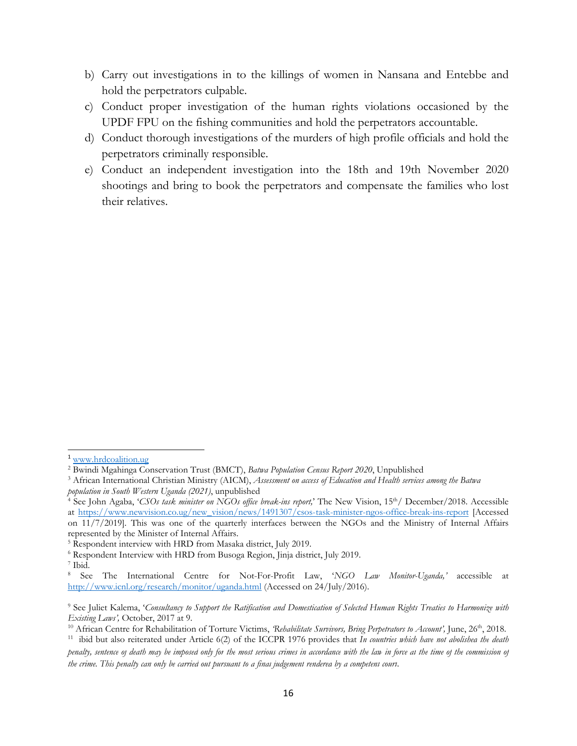b) Carry out investigations in to the killings of women in Nansana and Entebbe and hold the perpetrators culpable.
c) Conduct proper investigation of the human rights violations occasioned by the UPDF FPU on the fishing communities and hold the perpetrators accountable.
d) Conduct thorough investigations of the murders of high profile officials and hold the perpetrators criminally responsible.
e) Conduct an independent investigation into the 18th and 19th November 2020 shootings and bring to book the perpetrators and compensate the families who lost their relatives.

---

[1] www.hrdcoalition.ug

[2] Bwindi Mgahinga Conservation Trust (BMCT), *Batwa Population Census Report 2020*, Unpublished

[3] African International Christian Ministry (AICM), *Assessment on access of Education and Health services among the Batwa population in South Western Uganda (2021)*, unpublished

[4] See John Agaba, '*CSOs task minister on NGOs office break-ins report,*' The New Vision, 15th/ December/2018. Accessible at https://www.newvision.co.ug/new_vision/news/1491307/csos-task-minister-ngos-office-break-ins-report [Accessed on 11/7/2019]. This was one of the quarterly interfaces between the NGOs and the Ministry of Internal Affairs represented by the Minister of Internal Affairs.

[5] Respondent interview with HRD from Masaka district, July 2019.

[6] Respondent Interview with HRD from Busoga Region, Jinja district, July 2019.

[7] Ibid.

[8] See The International Centre for Not-For-Profit Law, '*NGO Law Monitor-Uganda,*' accessible at http://www.icnl.org/research/monitor/uganda.html (Accessed on 24/July/2016).

[9] See Juliet Kalema, '*Consultancy to Support the Ratification and Domestication of Selected Human Rights Treaties to Harmonize with Existing Laws',* October, 2017 at 9.

[10] African Centre for Rehabilitation of Torture Victims, *'Rehabilitate Survivors, Bring Perpetrators to Account',* June, 26th, 2018.

[11] ibid but also reiterated under Article 6(2) of the ICCPR 1976 provides that *In countries which have not abolished the death penalty, sentence of death may be imposed only for the most serious crimes in accordance with the law in force at the time of the commission of the crime. This penalty can only be carried out pursuant to a final judgement rendered by a competent court.*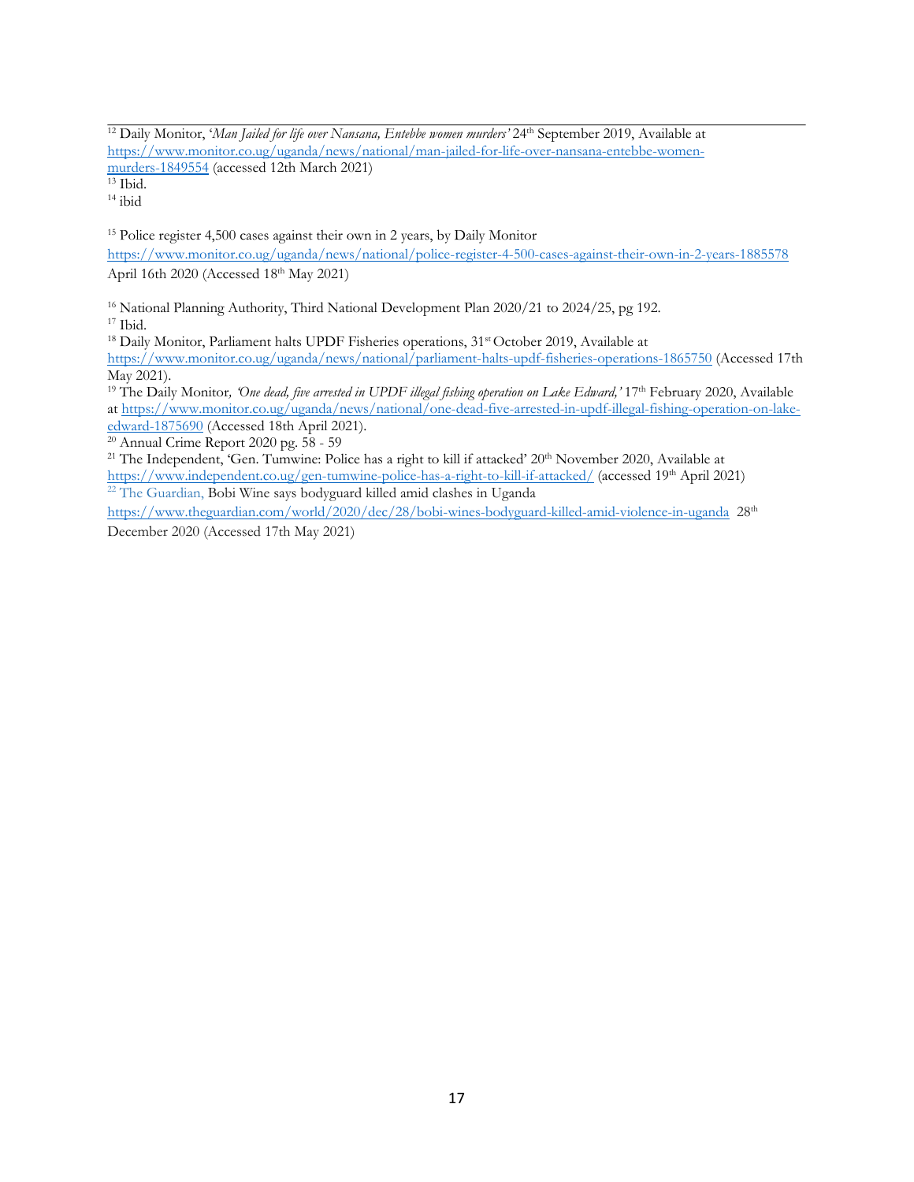[12] Daily Monitor, '*Man Jailed for life over Nansana, Entebbe women murders*' 24th September 2019, Available at https://www.monitor.co.ug/uganda/news/national/man-jailed-for-life-over-nansana-entebbe-women-murders-1849554 (accessed 12th March 2021)

[13] Ibid.

[14] ibid

[15] Police register 4,500 cases against their own in 2 years, by Daily Monitor https://www.monitor.co.ug/uganda/news/national/police-register-4-500-cases-against-their-own-in-2-years-1885578 April 16th 2020 (Accessed 18th May 2021)

[16] National Planning Authority, Third National Development Plan 2020/21 to 2024/25, pg 192.

[17] Ibid.

[18] Daily Monitor, Parliament halts UPDF Fisheries operations, 31st October 2019, Available at https://www.monitor.co.ug/uganda/news/national/parliament-halts-updf-fisheries-operations-1865750 (Accessed 17th May 2021).

[19] The Daily Monitor, *'One dead, five arrested in UPDF illegal fishing operation on Lake Edward,'* 17th February 2020, Available at https://www.monitor.co.ug/uganda/news/national/one-dead-five-arrested-in-updf-illegal-fishing-operation-on-lake-edward-1875690 (Accessed 18th April 2021).

[20] Annual Crime Report 2020 pg. 58 - 59

[21] The Independent, 'Gen. Tumwine: Police has a right to kill if attacked' 20th November 2020, Available at https://www.independent.co.ug/gen-tumwine-police-has-a-right-to-kill-if-attacked/ (accessed 19th April 2021)

[22] The Guardian, Bobi Wine says bodyguard killed amid clashes in Uganda https://www.theguardian.com/world/2020/dec/28/bobi-wines-bodyguard-killed-amid-violence-in-uganda 28th December 2020 (Accessed 17th May 2021)